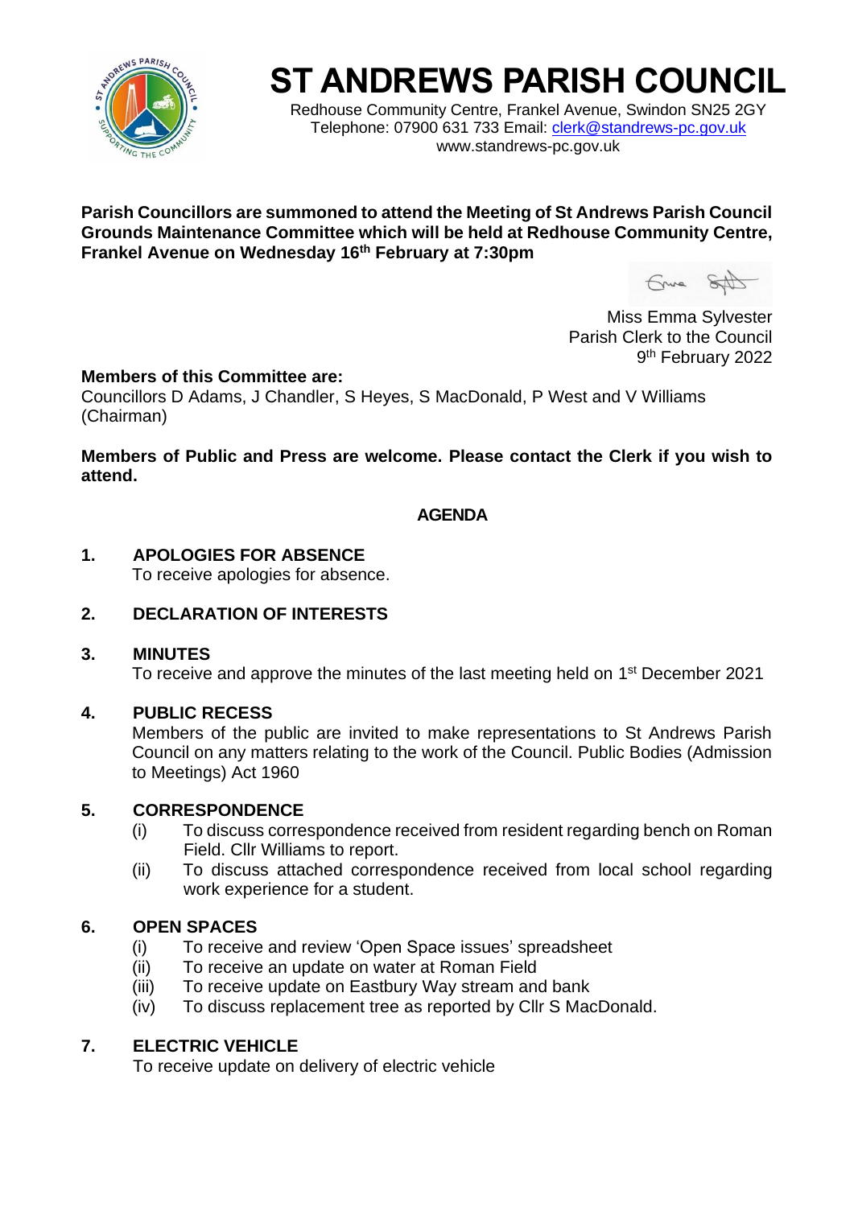# ST ANDREWS PARISH COUNCIL

Redhouse Community Centre, Frankel Avenue, Swindon SN25 2GY
Telephone: 07900 631 733 Email: clerk@standrews-pc.gov.uk
www.standrews-pc.gov.uk

**Parish Councillors are summoned to attend the Meeting of St Andrews Parish Council Grounds Maintenance Committee which will be held at Redhouse Community Centre, Frankel Avenue on Wednesday 16th February at 7:30pm**

Miss Emma Sylvester
Parish Clerk to the Council
9th February 2022

**Members of this Committee are:**
Councillors D Adams, J Chandler, S Heyes, S MacDonald, P West and V Williams (Chairman)

**Members of Public and Press are welcome. Please contact the Clerk if you wish to attend.**

## AGENDA

**1. APOLOGIES FOR ABSENCE**
To receive apologies for absence.

**2. DECLARATION OF INTERESTS**

**3. MINUTES**
To receive and approve the minutes of the last meeting held on 1st December 2021

**4. PUBLIC RECESS**
Members of the public are invited to make representations to St Andrews Parish Council on any matters relating to the work of the Council. Public Bodies (Admission to Meetings) Act 1960

**5. CORRESPONDENCE**
- (i) To discuss correspondence received from resident regarding bench on Roman Field. Cllr Williams to report.
- (ii) To discuss attached correspondence received from local school regarding work experience for a student.

**6. OPEN SPACES**
- (i) To receive and review 'Open Space issues' spreadsheet
- (ii) To receive an update on water at Roman Field
- (iii) To receive update on Eastbury Way stream and bank
- (iv) To discuss replacement tree as reported by Cllr S MacDonald.

**7. ELECTRIC VEHICLE**
To receive update on delivery of electric vehicle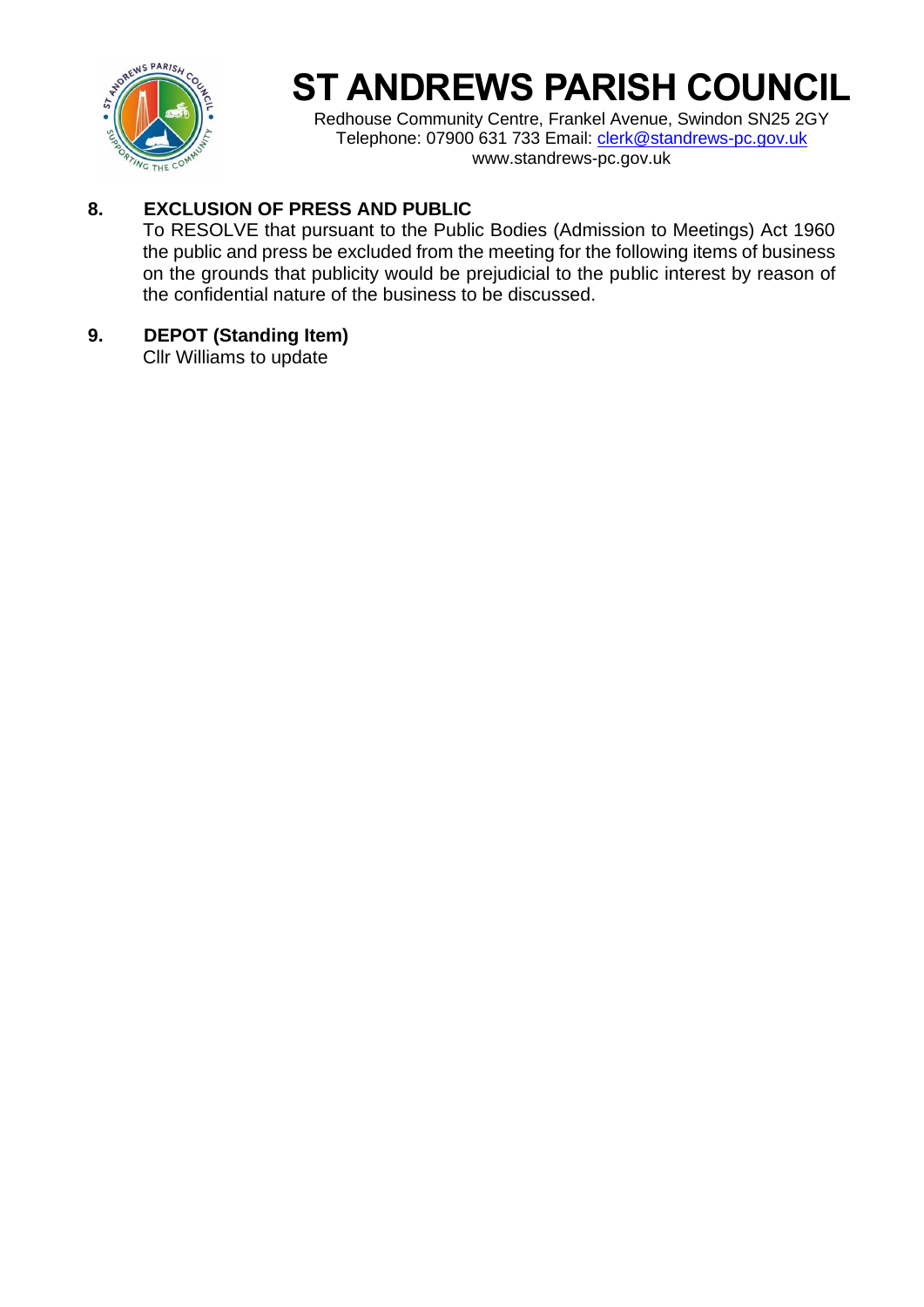# ST ANDREWS PARISH COUNCIL

Redhouse Community Centre, Frankel Avenue, Swindon SN25 2GY
Telephone: 07900 631 733 Email: clerk@standrews-pc.gov.uk
www.standrews-pc.gov.uk

**8. EXCLUSION OF PRESS AND PUBLIC**

To RESOLVE that pursuant to the Public Bodies (Admission to Meetings) Act 1960 the public and press be excluded from the meeting for the following items of business on the grounds that publicity would be prejudicial to the public interest by reason of the confidential nature of the business to be discussed.

**9. DEPOT (Standing Item)**

Cllr Williams to update